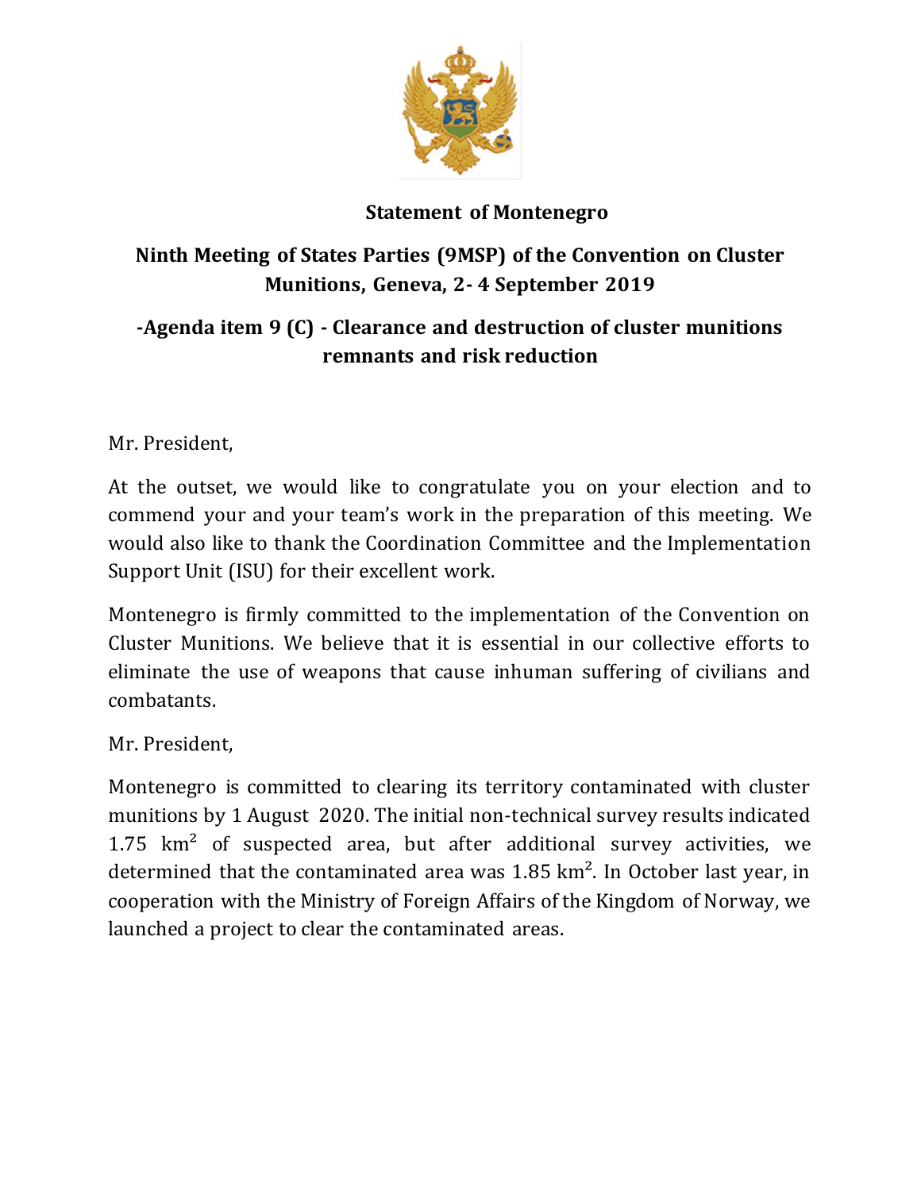**Statement of Montenegro**

**Ninth Meeting of States Parties (9MSP) of the Convention on Cluster Munitions, Geneva, 2- 4 September 2019**

**-Agenda item 9 (C) - Clearance and destruction of cluster munitions remnants and risk reduction**

Mr. President,

At the outset, we would like to congratulate you on your election and to commend your and your team's work in the preparation of this meeting. We would also like to thank the Coordination Committee and the Implementation Support Unit (ISU) for their excellent work.

Montenegro is firmly committed to the implementation of the Convention on Cluster Munitions. We believe that it is essential in our collective efforts to eliminate the use of weapons that cause inhuman suffering of civilians and combatants.

Mr. President,

Montenegro is committed to clearing its territory contaminated with cluster munitions by 1 August 2020. The initial non-technical survey results indicated 1.75 $km^2$ of suspected area, but after additional survey activities, we determined that the contaminated area was 1.85 $km^2$. In October last year, in cooperation with the Ministry of Foreign Affairs of the Kingdom of Norway, we launched a project to clear the contaminated areas.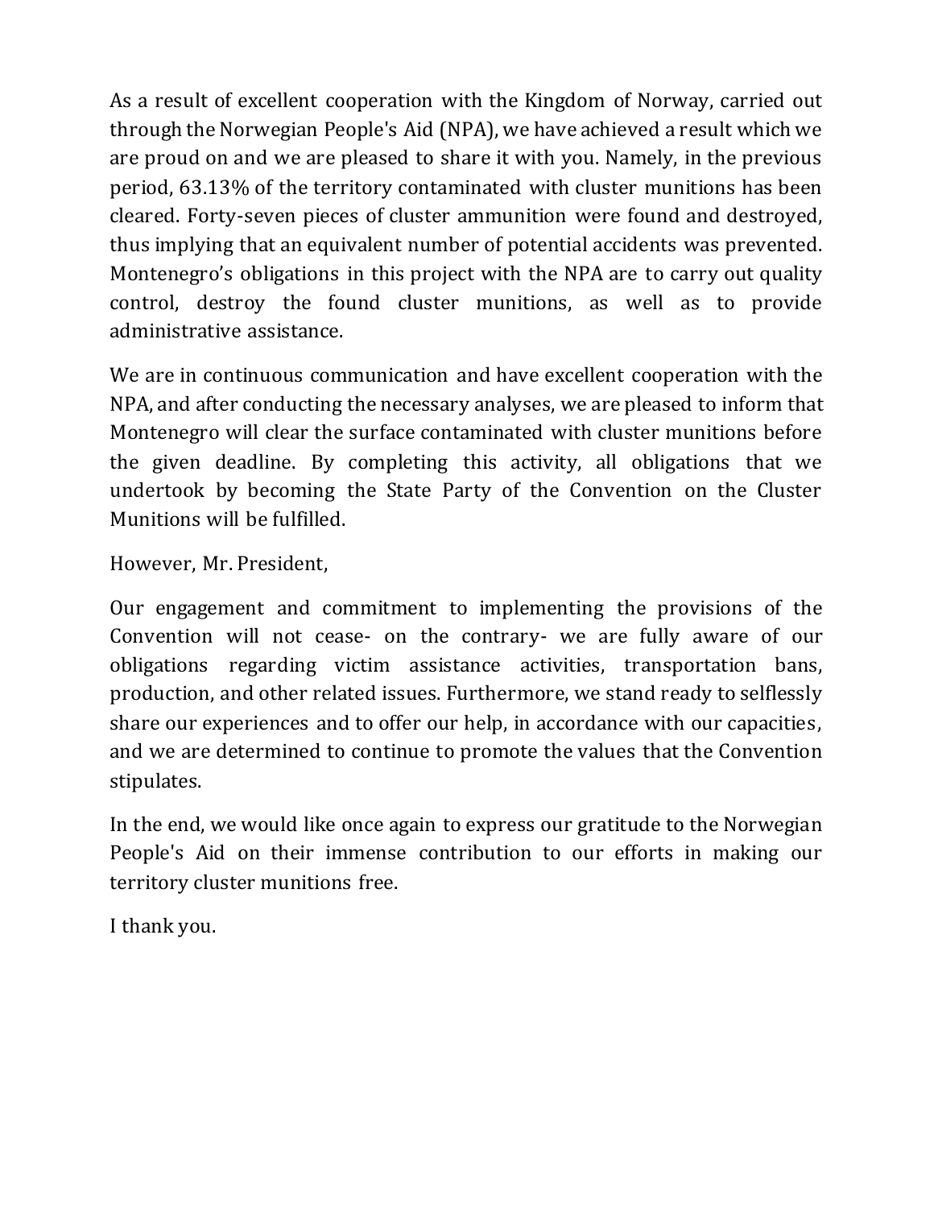As a result of excellent cooperation with the Kingdom of Norway, carried out through the Norwegian People's Aid (NPA), we have achieved a result which we are proud on and we are pleased to share it with you. Namely, in the previous period, 63.13% of the territory contaminated with cluster munitions has been cleared. Forty-seven pieces of cluster ammunition were found and destroyed, thus implying that an equivalent number of potential accidents was prevented. Montenegro's obligations in this project with the NPA are to carry out quality control, destroy the found cluster munitions, as well as to provide administrative assistance.

We are in continuous communication and have excellent cooperation with the NPA, and after conducting the necessary analyses, we are pleased to inform that Montenegro will clear the surface contaminated with cluster munitions before the given deadline. By completing this activity, all obligations that we undertook by becoming the State Party of the Convention on the Cluster Munitions will be fulfilled.

However, Mr. President,

Our engagement and commitment to implementing the provisions of the Convention will not cease- on the contrary- we are fully aware of our obligations regarding victim assistance activities, transportation bans, production, and other related issues. Furthermore, we stand ready to selflessly share our experiences and to offer our help, in accordance with our capacities, and we are determined to continue to promote the values that the Convention stipulates.

In the end, we would like once again to express our gratitude to the Norwegian People's Aid on their immense contribution to our efforts in making our territory cluster munitions free.

I thank you.